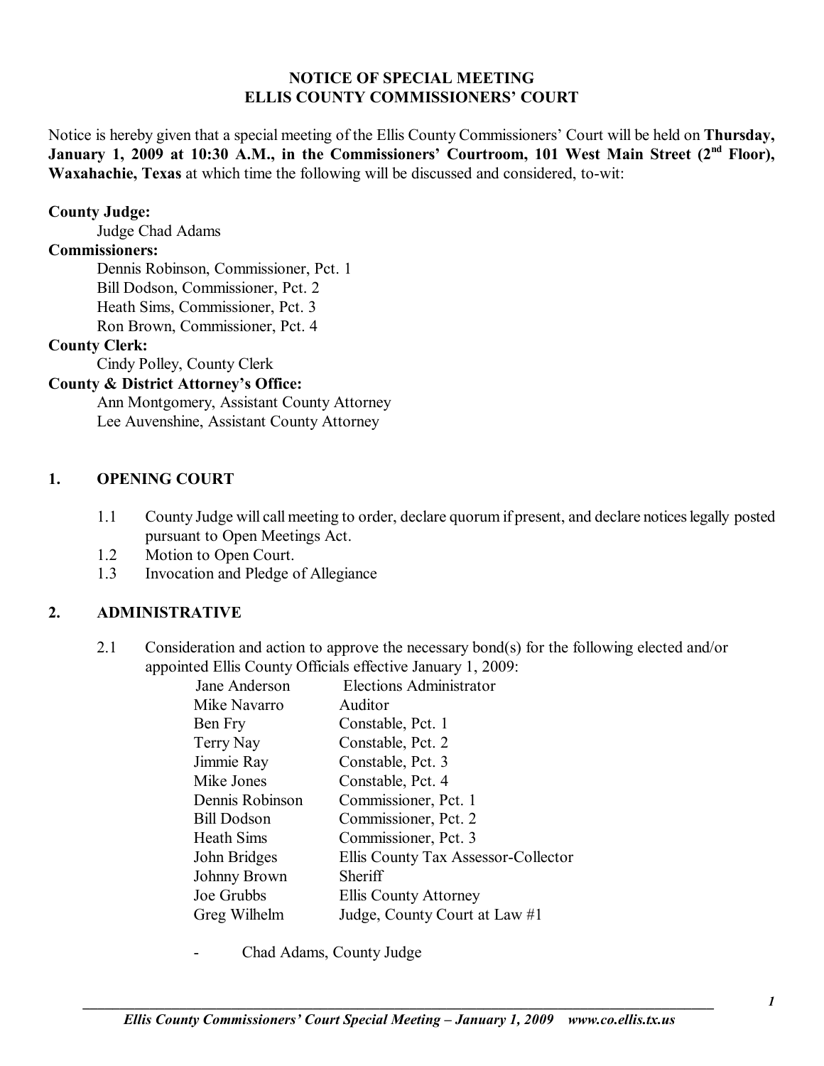**NOTICE OF SPECIAL MEETING**
**ELLIS COUNTY COMMISSIONERS' COURT**

Notice is hereby given that a special meeting of the Ellis County Commissioners' Court will be held on **Thursday, January 1, 2009 at 10:30 A.M., in the Commissioners' Courtroom, 101 West Main Street (2nd Floor), Waxahachie, Texas** at which time the following will be discussed and considered, to-wit:

**County Judge:**
Judge Chad Adams

**Commissioners:**
Dennis Robinson, Commissioner, Pct. 1
Bill Dodson, Commissioner, Pct. 2
Heath Sims, Commissioner, Pct. 3
Ron Brown, Commissioner, Pct. 4

**County Clerk:**
Cindy Polley, County Clerk

**County & District Attorney's Office:**
Ann Montgomery, Assistant County Attorney
Lee Auvenshine, Assistant County Attorney

## 1. OPENING COURT

1.1 County Judge will call meeting to order, declare quorum if present, and declare notices legally posted pursuant to Open Meetings Act.

1.2 Motion to Open Court.

1.3 Invocation and Pledge of Allegiance

## 2. ADMINISTRATIVE

2.1 Consideration and action to approve the necessary bond(s) for the following elected and/or appointed Ellis County Officials effective January 1, 2009:

| | |
|---|---|
| Jane Anderson | Elections Administrator |
| Mike Navarro | Auditor |
| Ben Fry | Constable, Pct. 1 |
| Terry Nay | Constable, Pct. 2 |
| Jimmie Ray | Constable, Pct. 3 |
| Mike Jones | Constable, Pct. 4 |
| Dennis Robinson | Commissioner, Pct. 1 |
| Bill Dodson | Commissioner, Pct. 2 |
| Heath Sims | Commissioner, Pct. 3 |
| John Bridges | Ellis County Tax Assessor-Collector |
| Johnny Brown | Sheriff |
| Joe Grubbs | Ellis County Attorney |
| Greg Wilhelm | Judge, County Court at Law #1 |

- Chad Adams, County Judge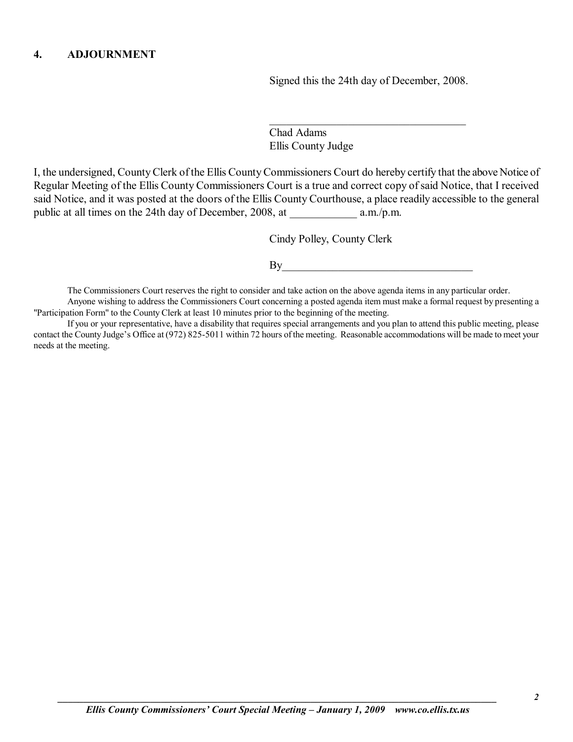## 4. ADJOURNMENT

Signed this the 24th day of December, 2008.

\_\_\_\_\_\_\_\_\_\_\_\_\_\_\_\_\_\_\_\_\_\_\_\_\_\_\_\_\_\_\_\_\_\_\_\_

Chad Adams  
Ellis County Judge

I, the undersigned, County Clerk of the Ellis County Commissioners Court do hereby certify that the above Notice of Regular Meeting of the Ellis County Commissioners Court is a true and correct copy of said Notice, that I received said Notice, and it was posted at the doors of the Ellis County Courthouse, a place readily accessible to the general public at all times on the 24th day of December, 2008, at \_\_\_\_\_\_\_\_\_\_\_\_ a.m./p.m.

Cindy Polley, County Clerk

By\_\_\_\_\_\_\_\_\_\_\_\_\_\_\_\_\_\_\_\_\_\_\_\_\_\_\_\_\_\_\_\_\_\_

The Commissioners Court reserves the right to consider and take action on the above agenda items in any particular order.

Anyone wishing to address the Commissioners Court concerning a posted agenda item must make a formal request by presenting a "Participation Form" to the County Clerk at least 10 minutes prior to the beginning of the meeting.

If you or your representative, have a disability that requires special arrangements and you plan to attend this public meeting, please contact the County Judge's Office at (972) 825-5011 within 72 hours of the meeting. Reasonable accommodations will be made to meet your needs at the meeting.